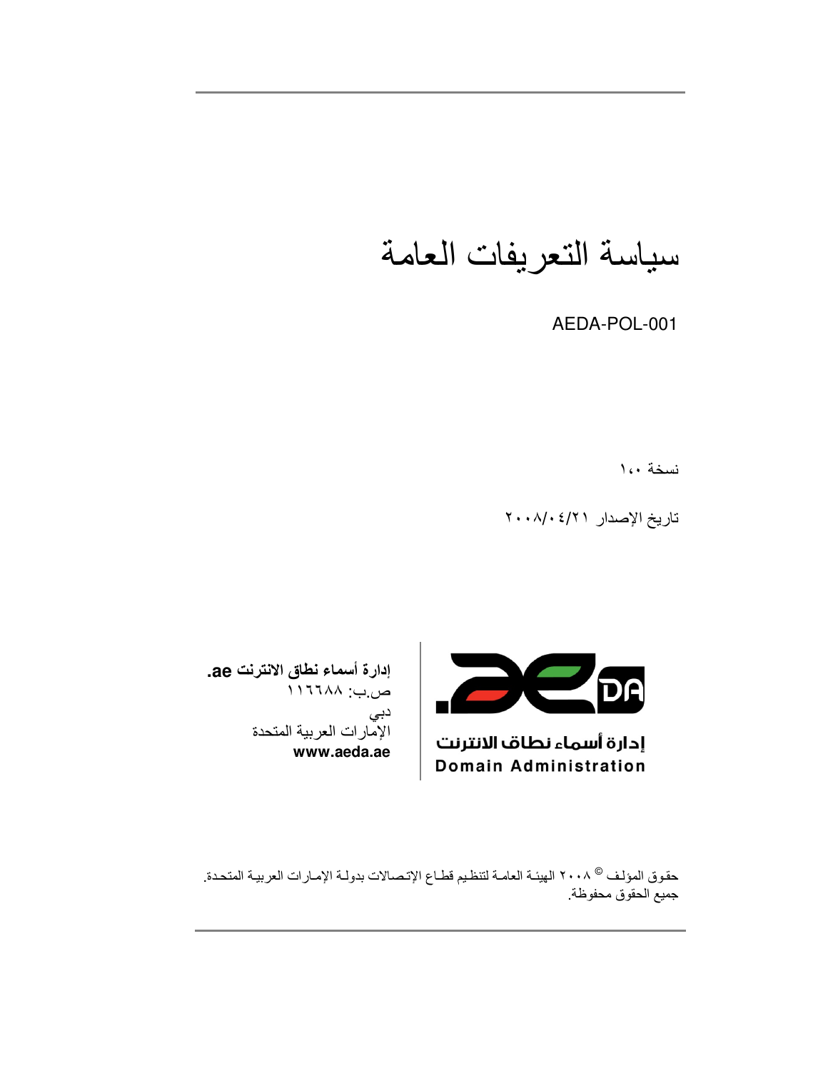# سياسة التعريفات العامة

AEDA-POL-001

نسخة ١،٠

تاريخ الإصدار ٢٠٠٨/٠٤/٢١

إدارة أسماء نطاق الانترنت .ae
Domain Administration

**إدارة أسماء نطاق الانترنت ae.**
ص.ب: ١١٦٦٨٨
دبي
الإمارات العربية المتحدة
**www.aeda.ae**

حقوق المؤلف © ٢٠٠٨ الهيئة العامة لتنظيم قطاع الإتصالات بدولة الإمارات العربية المتحدة.
جميع الحقوق محفوظة.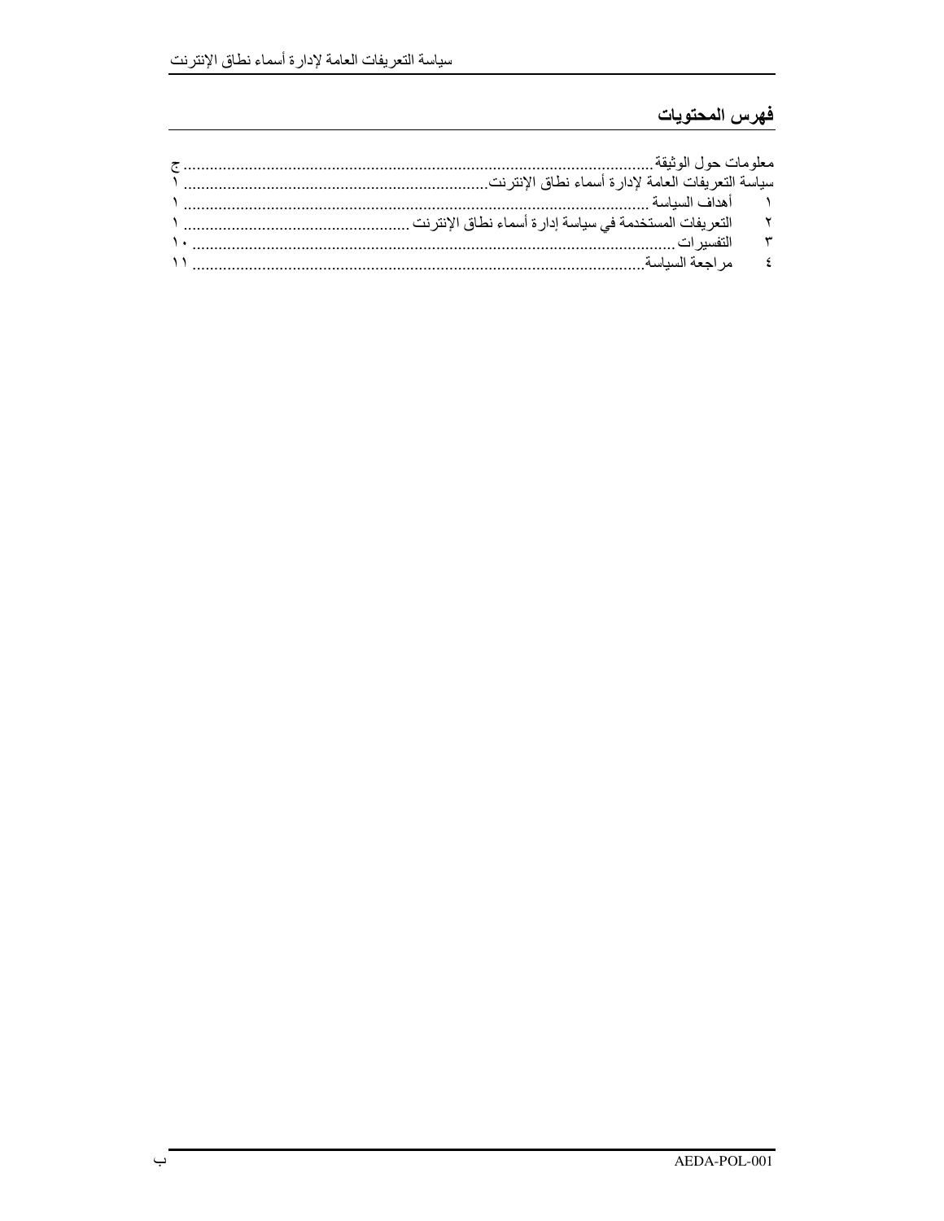## فهرس المحتويات

معلومات حول الوثيقة ........................................................................ ج
سياسة التعريفات العامة لإدارة أسماء نطاق الإنترنت ........................................ ١
١ أهداف السياسة ........................................................................ ١
٢ التعريفات المستخدمة في سياسة إدارة أسماء نطاق الإنترنت ........................ ١
٣ التفسيرات ........................................................................ ١٠
٤ مراجعة السياسة ........................................................................ ١١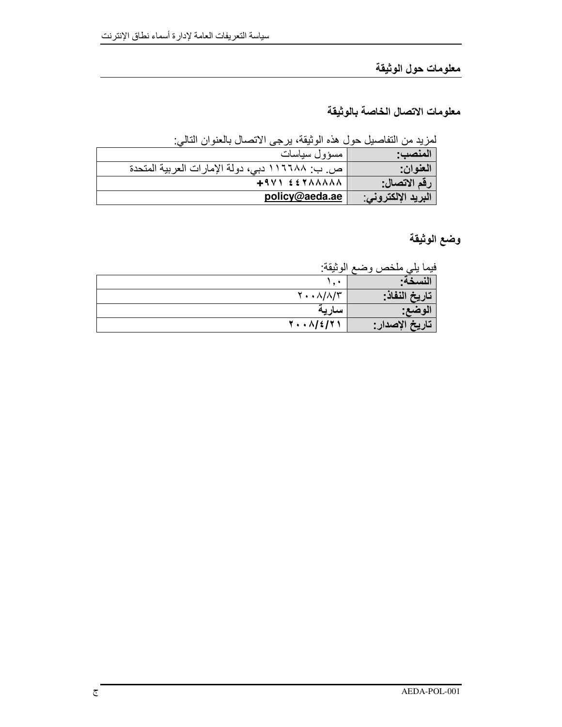## معلومات حول الوثيقة

### معلومات الاتصال الخاصة بالوثيقة

لمزيد من التفاصيل حول هذه الوثيقة، يرجى الاتصال بالعنوان التالي:

| | |
|---|---|
| **المنصب:** | مسؤول سياسات |
| **العنوان:** | ص. ب: ١١٦٦٨٨ دبي، دولة الإمارات العربية المتحدة |
| **رقم الاتصال:** | **+٩٧١ ٤٤٢٨٨٨٨٨** |
| **البريد الإلكتروني:** | **policy@aeda.ae** |

### وضع الوثيقة

فيما يلي ملخص وضع الوثيقة:

| | |
|---|---|
| **النسخة:** | ١,٠ |
| **تاريخ النفاذ:** | ٢٠٠٨/٨/٣ |
| **الوضع:** | **سارية** |
| **تاريخ الإصدار:** | **٢٠٠٨/٤/٢١** |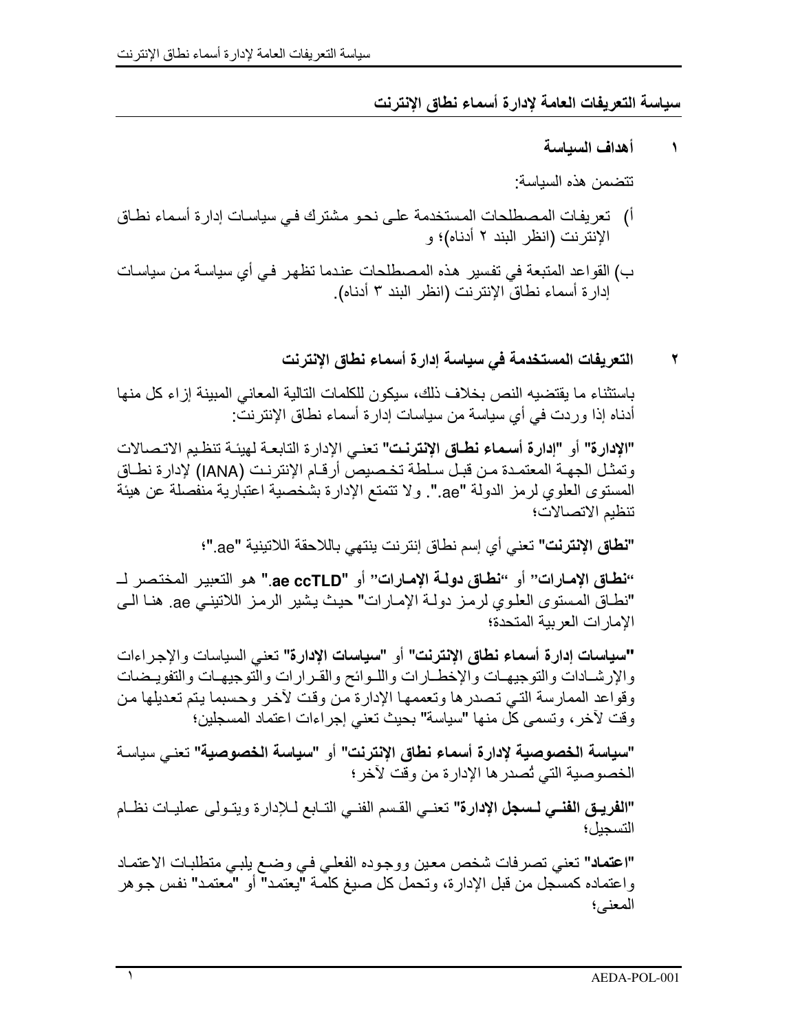## سياسة التعريفات العامة لإدارة أسماء نطاق الإنترنت

### ١ أهداف السياسة

تتضمن هذه السياسة:

أ) تعريفات المصطلحات المستخدمة على نحو مشترك في سياسات إدارة أسماء نطاق الإنترنت (انظر البند ٢ أدناه)؛ و

ب) القواعد المتبعة في تفسير هذه المصطلحات عندما تظهر في أي سياسة من سياسات إدارة أسماء نطاق الإنترنت (انظر البند ٣ أدناه).

### ٢ التعريفات المستخدمة في سياسة إدارة أسماء نطاق الإنترنت

باستثناء ما يقتضيه النص بخلاف ذلك، سيكون للكلمات التالية المعاني المبينة إزاء كل منها أدناه إذا وردت في أي سياسة من سياسات إدارة أسماء نطاق الإنترنت:

**"الإدارة"** أو **"إدارة أسماء نطاق الإنترنت"** تعني الإدارة التابعة لهيئة تنظيم الاتصالات وتمثل الجهة المعتمدة من قبل سلطة تخصيص أرقام الإنترنت (IANA) لإدارة نطاق المستوى العلوي لرمز الدولة "ae.". ولا تتمتع الإدارة بشخصية اعتبارية منفصلة عن هيئة تنظيم الاتصالات؛

**"نطاق الإنترنت"** تعني أي إسم نطاق إنترنت ينتهي باللاحقة اللاتينية "ae."؛

**"نطاق الإمارات"** أو **"نطاق دولة الإمارات"** أو **"ae ccTLD."** هو التعبير المختصر لـ "نطاق المستوى العلوي لرمز دولة الإمارات" حيث يشير الرمز اللاتيني ae. هنا الى الإمارات العربية المتحدة؛

**"سياسات إدارة أسماء نطاق الإنترنت"** أو **"سياسات الإدارة"** تعني السياسات والإجراءات والإرشادات والتوجيهات والإخطارات واللوائح والقرارات والتوجيهات والتفويضات وقواعد الممارسة التي تصدرها وتعممها الإدارة من وقت لآخر وحسبما يتم تعديلها من وقت لآخر، وتسمى كل منها "سياسة" بحيث تعني إجراءات اعتماد المسجلين؛

**"سياسة الخصوصية لإدارة أسماء نطاق الإنترنت"** أو **"سياسة الخصوصية"** تعني سياسة الخصوصية التي تُصدرها الإدارة من وقت لآخر؛

**"الفريق الفني لسجل الإدارة"** تعني القسم الفني التابع للإدارة ويتولى عمليات نظام التسجيل؛

**"اعتماد"** تعني تصرفات شخص معين ووجوده الفعلي في وضع يلبي متطلبات الاعتماد واعتماده كمسجل من قبل الإدارة، وتحمل كل صيغ كلمة "يعتمد" أو "معتمد" نفس جوهر المعنى؛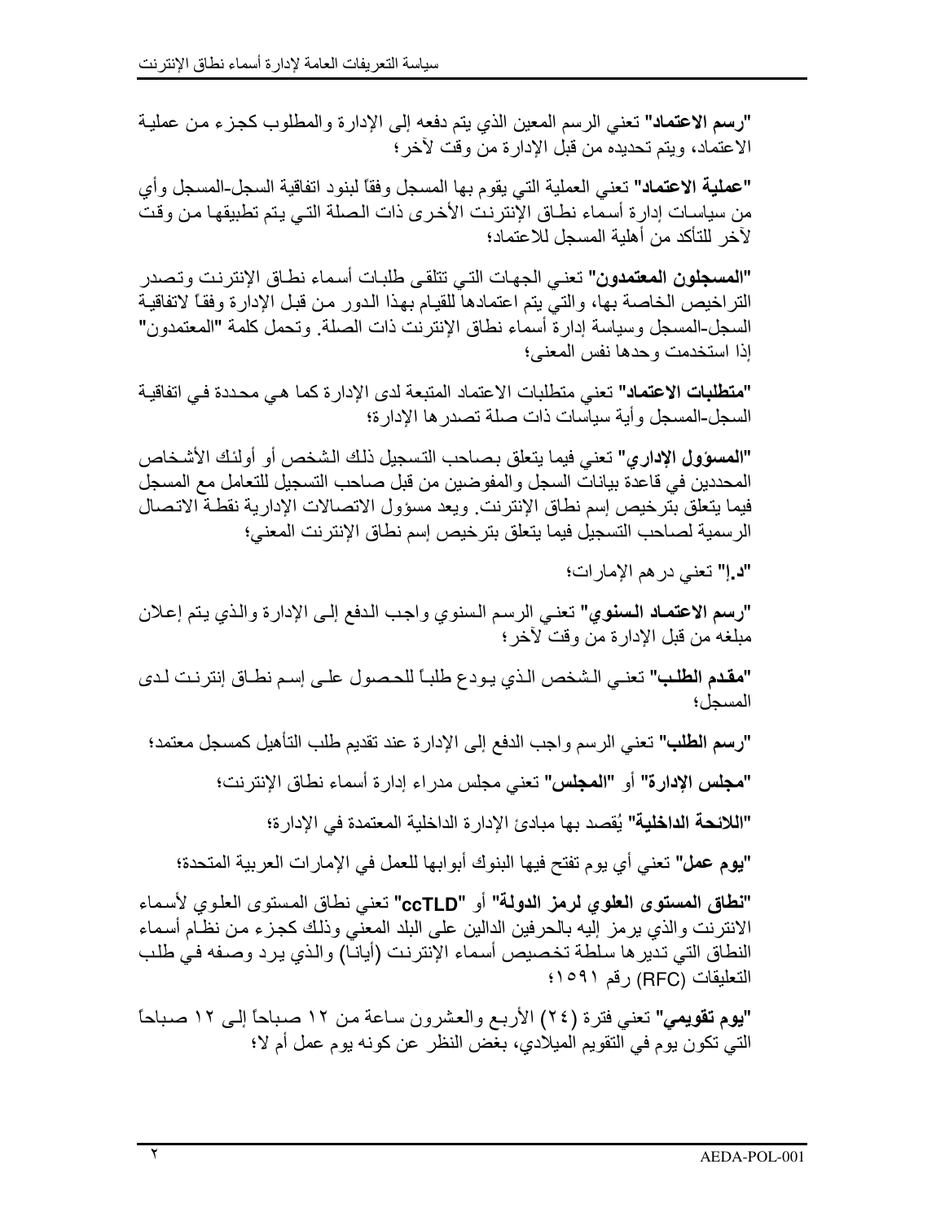**"رسم الاعتماد"** تعني الرسم المعين الذي يتم دفعه إلى الإدارة والمطلوب كجزء من عملية الاعتماد، ويتم تحديده من قبل الإدارة من وقت لآخر؛

**"عملية الاعتماد"** تعني العملية التي يقوم بها المسجل وفقاً لبنود اتفاقية السجل-المسجل وأي من سياسات إدارة أسماء نطاق الإنترنت الأخرى ذات الصلة التي يتم تطبيقها من وقت لآخر للتأكد من أهلية المسجل للاعتماد؛

**"المسجلون المعتمدون"** تعني الجهات التي تتلقى طلبات أسماء نطاق الإنترنت وتصدر التراخيص الخاصة بها، والتي يتم اعتمادها للقيام بهذا الدور من قبل الإدارة وفقاً لاتفاقية السجل-المسجل وسياسة إدارة أسماء نطاق الإنترنت ذات الصلة. وتحمل كلمة "المعتمدون" إذا استخدمت وحدها نفس المعنى؛

**"متطلبات الاعتماد"** تعني متطلبات الاعتماد المتبعة لدى الإدارة كما هي محددة في اتفاقية السجل-المسجل وأية سياسات ذات صلة تصدرها الإدارة؛

**"المسؤول الإداري"** تعني فيما يتعلق بصاحب التسجيل ذلك الشخص أو أولئك الأشخاص المحددين في قاعدة بيانات السجل والمفوضين من قبل صاحب التسجيل للتعامل مع المسجل فيما يتعلق بترخيص إسم نطاق الإنترنت. ويعد مسؤول الاتصالات الإدارية نقطة الاتصال الرسمية لصاحب التسجيل فيما يتعلق بترخيص إسم نطاق الإنترنت المعني؛

**"د.إ"** تعني درهم الإمارات؛

**"رسم الاعتماد السنوي"** تعني الرسم السنوي واجب الدفع إلى الإدارة والذي يتم إعلان مبلغه من قبل الإدارة من وقت لآخر؛

**"مقدم الطلب"** تعني الشخص الذي يودع طلباً للحصول على إسم نطاق إنترنت لدى المسجل؛

**"رسم الطلب"** تعني الرسم واجب الدفع إلى الإدارة عند تقديم طلب التأهيل كمسجل معتمد؛

**"مجلس الإدارة"** أو **"المجلس"** تعني مجلس مدراء إدارة أسماء نطاق الإنترنت؛

**"اللائحة الداخلية"** يُقصد بها مبادئ الإدارة الداخلية المعتمدة في الإدارة؛

**"يوم عمل"** تعني أي يوم تفتح فيها البنوك أبوابها للعمل في الإمارات العربية المتحدة؛

**"نطاق المستوى العلوي لرمز الدولة"** أو **"ccTLD"** تعني نطاق المستوى العلوي لأسماء الانترنت والذي يرمز إليه بالحرفين الدالين على البلد المعني وذلك كجزء من نظام أسماء النطاق التي تديرها سلطة تخصيص أسماء الإنترنت (أيانا) والذي يرد وصفه في طلب التعليقات (RFC) رقم ١٥٩١؛

**"يوم تقويمي"** تعني فترة (٢٤) الأربع والعشرون ساعة من ١٢ صباحاً إلى ١٢ صباحاً التي تكون يوم في التقويم الميلادي، بغض النظر عن كونه يوم عمل أم لا؛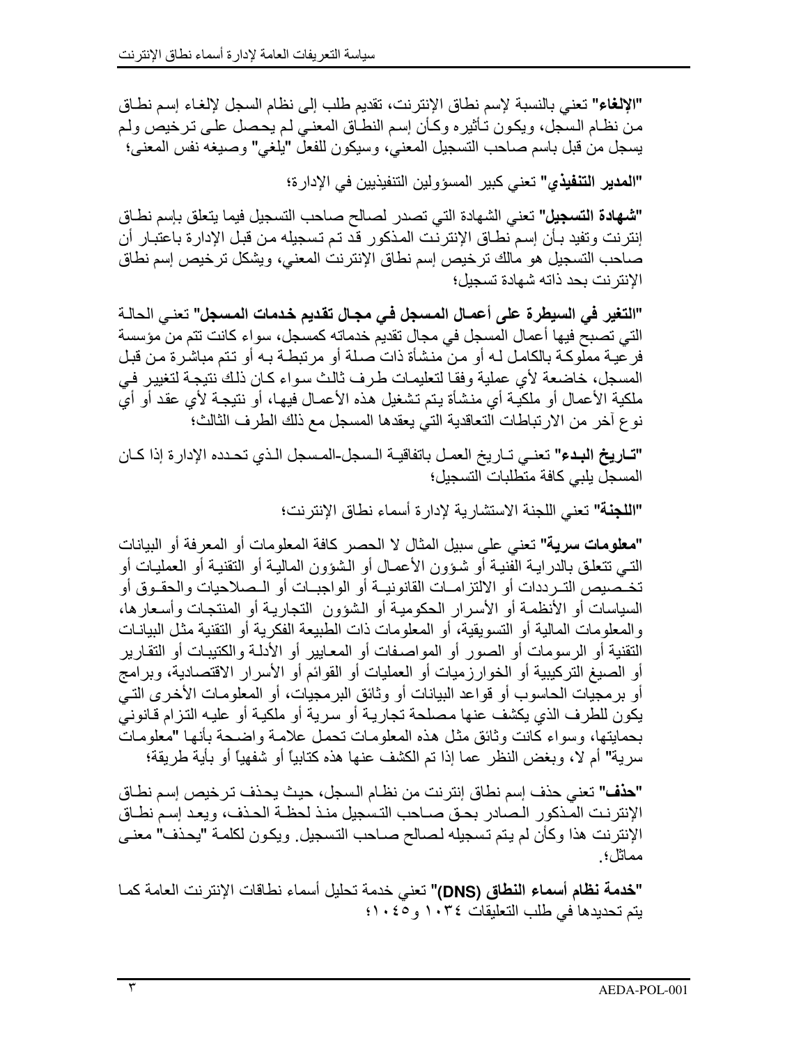**"الإلغاء"** تعني بالنسبة لإسم نطاق الإنترنت، تقديم طلب إلى نظام السجل لإلغاء إسم نطاق من نظام السجل، ويكون تأثيره وكأن إسم النطاق المعني لم يحصل على ترخيص ولم يسجل من قبل باسم صاحب التسجيل المعني، وسيكون للفعل "يلغي" وصيغه نفس المعنى؛

**"المدير التنفيذي"** تعني كبير المسؤولين التنفيذيين في الإدارة؛

**"شهادة التسجيل"** تعني الشهادة التي تصدر لصالح صاحب التسجيل فيما يتعلق بإسم نطاق إنترنت وتفيد بأن إسم نطاق الإنترنت المذكور قد تم تسجيله من قبل الإدارة باعتبار أن صاحب التسجيل هو مالك ترخيص إسم نطاق الإنترنت المعني، ويشكل ترخيص إسم نطاق الإنترنت بحد ذاته شهادة تسجيل؛

**"التغير في السيطرة على أعمال المسجل في مجال تقديم خدمات المسجل"** تعني الحالة التي تصبح فيها أعمال المسجل في مجال تقديم خدماته كمسجل، سواء كانت تتم من مؤسسة فرعية مملوكة بالكامل له أو من منشأة ذات صلة أو مرتبطة به أو تتم مباشرة من قبل المسجل، خاضعة لأي عملية وفقا لتعليمات طرف ثالث سواء كان ذلك نتيجة لتغيير في ملكية الأعمال أو ملكية أي منشأة يتم تشغيل هذه الأعمال فيها، أو نتيجة لأي عقد أو أي نوع آخر من الارتباطات التعاقدية التي يعقدها المسجل مع ذلك الطرف الثالث؛

**"تاريخ البدء"** تعني تاريخ العمل باتفاقية السجل-المسجل الذي تحدده الإدارة إذا كان المسجل يلبي كافة متطلبات التسجيل؛

**"اللجنة"** تعني اللجنة الاستشارية لإدارة أسماء نطاق الإنترنت؛

**"معلومات سرية"** تعني على سبيل المثال لا الحصر كافة المعلومات أو المعرفة أو البيانات التي تتعلق بالدراية الفنية أو شؤون الأعمال أو الشؤون المالية أو التقنية أو العمليات أو تخصيص الترددات أو الالتزامات القانونية أو الواجبات أو الصلاحيات والحقوق أو السياسات أو الأنظمة أو الأسرار الحكومية أو الشؤون التجارية أو المنتجات وأسعارها، والمعلومات المالية أو التسويقية، أو المعلومات ذات الطبيعة الفكرية أو التقنية مثل البيانات التقنية أو الرسومات أو الصور أو المواصفات أو المعايير أو الأدلة والكتيبات أو التقارير أو الصيغ التركيبية أو الخوارزميات أو العمليات أو القوائم أو الأسرار الاقتصادية، وبرامج أو برمجيات الحاسوب أو قواعد البيانات أو وثائق البرمجيات، أو المعلومات الأخرى التي يكون للطرف الذي يكشف عنها مصلحة تجارية أو سرية أو ملكية أو عليه التزام قانوني بحمايتها، وسواء كانت وثائق مثل هذه المعلومات تحمل علامة واضحة بأنها "معلومات سرية" أم لا، وبغض النظر عما إذا تم الكشف عنها هذه كتابياً أو شفهياً أو بأية طريقة؛

**"حذف"** تعني حذف إسم نطاق إنترنت من نظام السجل، حيث يحذف ترخيص إسم نطاق الإنترنت المذكور الصادر بحق صاحب التسجيل منذ لحظة الحذف، ويعد إسم نطاق الإنترنت هذا وكأن لم يتم تسجيله لصالح صاحب التسجيل. ويكون لكلمة "يحذف" معنى مماثل؛

**"خدمة نظام أسماء النطاق (DNS)"** تعني خدمة تحليل أسماء نطاقات الإنترنت العامة كما يتم تحديدها في طلب التعليقات ١٠٣٤ و١٠٤٥؛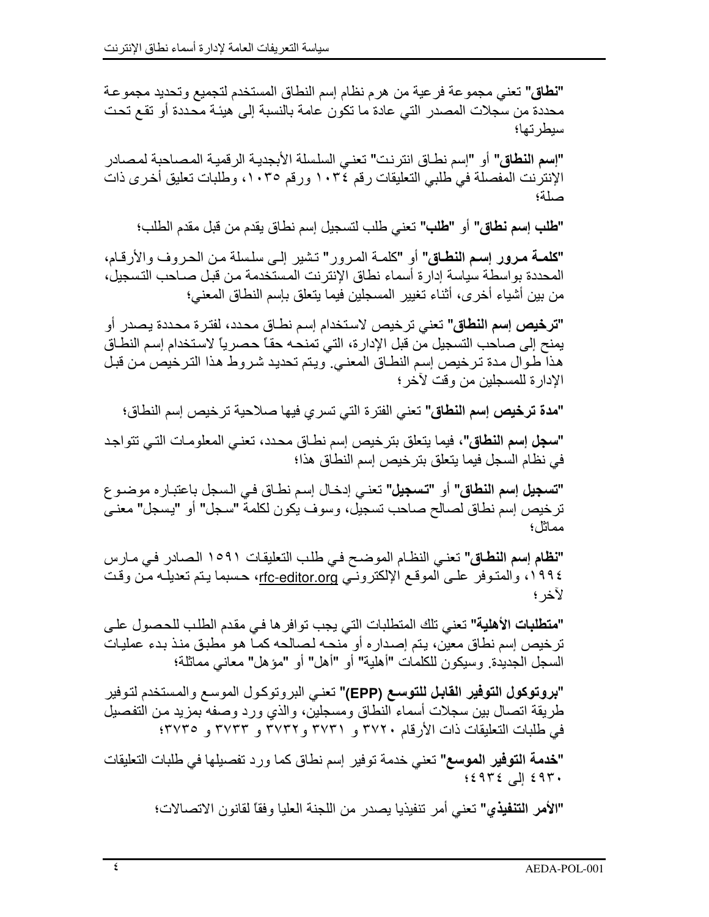**"نطاق"** تعني مجموعة فرعية من هرم نظام إسم النطاق المستخدم لتجميع وتحديد مجموعة محددة من سجلات المصدر التي عادة ما تكون عامة بالنسبة إلى هيئة محددة أو تقع تحت سيطرتها؛

**"إسم النطاق"** أو "إسم نطاق انترنت" تعني السلسلة الأبجدية الرقمية المصاحبة لمصادر الإنترنت المفصلة في طلبي التعليقات رقم ١٠٣٤ ورقم ١٠٣٥، وطلبات تعليق أخرى ذات صلة؛

**"طلب إسم نطاق"** أو **"طلب"** تعني طلب لتسجيل إسم نطاق يقدم من قبل مقدم الطلب؛

**"كلمة مرور إسم النطاق"** أو "كلمة المرور" تشير إلى سلسلة من الحروف والأرقام، المحددة بواسطة سياسة إدارة نطاق الإنترنت المستخدمة من قبل صاحب التسجيل، من بين أشياء أخرى، أثناء تغيير المسجلين فيما يتعلق بإسم النطاق المعني؛

**"ترخيص إسم النطاق"** تعني ترخيص لاستخدام إسم نطاق محدد، لفترة محددة يصدر أو يمنح إلى صاحب التسجيل من قبل الإدارة، التي تمنحه حقاً حصرياً لاستخدام إسم النطاق هذا طوال مدة ترخيص إسم النطاق المعني. ويتم تحديد شروط هذا الترخيص من قبل الإدارة للمسجلين من وقت لآخر؛

**"مدة ترخيص إسم النطاق"** تعني الفترة التي تسري فيها صلاحية ترخيص إسم النطاق؛

**"سجل إسم النطاق"**، فيما يتعلق بترخيص إسم نطاق محدد، تعني المعلومات التي تتواجد في نظام السجل فيما يتعلق بترخيص إسم النطاق هذا؛

**"تسجيل إسم النطاق"** أو **"تسجيل"** تعني إدخال إسم نطاق في السجل باعتباره موضوع ترخيص إسم نطاق لصالح صاحب تسجيل، وسوف يكون لكلمة "سجل" أو "يسجل" معنى مماثل؛

**"نظام إسم النطاق"** تعني النظام الموضح في طلب التعليقات ١٥٩١ الصادر في مارس ١٩٩٤، والمتوفر على الموقع الإلكتروني rfc-editor.org، حسبما يتم تعديله من وقت لآخر؛

**"متطلبات الأهلية"** تعني تلك المتطلبات التي يجب توافرها في مقدم الطلب للحصول على ترخيص إسم نطاق معين، يتم إصداره أو منحه لصالحه كما هو مطبق منذ بدء عمليات السجل الجديدة. وسيكون للكلمات "أهلية" أو "أهل" أو "مؤهل" معاني مماثلة؛

**"بروتوكول التوفير القابل للتوسع (EPP)"** تعني البروتوكول الموسع والمستخدم لتوفير طريقة اتصال بين سجلات أسماء النطاق ومسجلين، والذي ورد وصفه بمزيد من التفصيل في طلبات التعليقات ذات الأرقام ٣٧٢٠ و ٣٧٣١ و٣٧٣٢ و ٣٧٣٣ و ٣٧٣٥؛

**"خدمة التوفير الموسع"** تعني خدمة توفير إسم نطاق كما ورد تفصيلها في طلبات التعليقات ٤٩٣٠ إلى ٤٩٣٤؛

**"الأمر التنفيذي"** تعني أمر تنفيذيا يصدر من اللجنة العليا وفقاً لقانون الاتصالات؛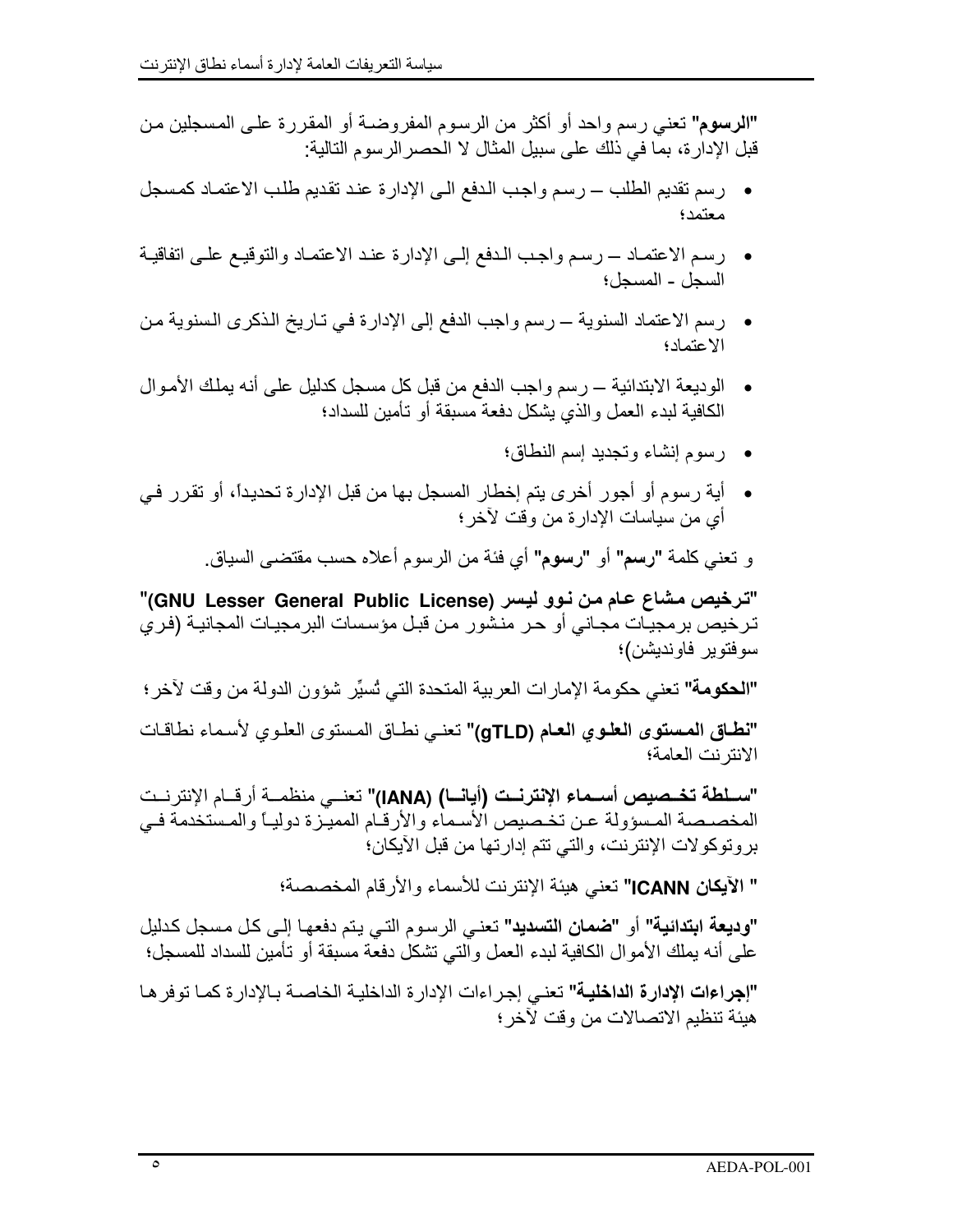**"الرسوم"** تعني رسم واحد أو أكثر من الرسوم المفروضة أو المقررة على المسجلين من قبل الإدارة، بما في ذلك على سبيل المثال لا الحصرالرسوم التالية:

- رسم تقديم الطلب – رسم واجب الدفع الى الإدارة عند تقديم طلب الاعتماد كمسجل معتمد؛
- رسم الاعتماد – رسم واجب الدفع إلى الإدارة عند الاعتماد والتوقيع على اتفاقية السجل - المسجل؛
- رسم الاعتماد السنوية – رسم واجب الدفع إلى الإدارة في تاريخ الذكرى السنوية من الاعتماد؛
- الوديعة الابتدائية – رسم واجب الدفع من قبل كل مسجل كدليل على أنه يملك الأموال الكافية لبدء العمل والذي يشكل دفعة مسبقة أو تأمين للسداد؛
- رسوم إنشاء وتجديد إسم النطاق؛
- أية رسوم أو أجور أخرى يتم إخطار المسجل بها من قبل الإدارة تحديداً، أو تقرر في أي من سياسات الإدارة من وقت لآخر؛

و تعني كلمة **"رسم"** أو **"رسوم"** أي فئة من الرسوم أعلاه حسب مقتضى السياق.

**"ترخيص مشاع عام من نوو ليسر (GNU Lesser General Public License)"** ترخيص برمجيات مجاني أو حر منشور من قبل مؤسسات البرمجيات المجانية (فري سوفتوير فاونديشن)؛

**"الحكومة"** تعني حكومة الإمارات العربية المتحدة التي تُسيِّر شؤون الدولة من وقت لآخر؛

**"نطاق المستوى العلوي العام (gTLD)"** تعني نطاق المستوى العلوي لأسماء نطاقات الانترنت العامة؛

**"سلطة تخصيص أسماء الإنترنت (أيانا) (IANA)"** تعني منظمة أرقام الإنترنت المخصصة المسؤولة عن تخصيص الأسماء والأرقام المميزة دولياً والمستخدمة في بروتوكولات الإنترنت، والتي تتم إدارتها من قبل الآيكان؛

**" الآيكان ICANN"** تعني هيئة الإنترنت للأسماء والأرقام المخصصة؛

**"وديعة ابتدائية"** أو **"ضمان التسديد"** تعني الرسوم التي يتم دفعها إلى كل مسجل كدليل على أنه يملك الأموال الكافية لبدء العمل والتي تشكل دفعة مسبقة أو تأمين للسداد للمسجل؛

**"إجراءات الإدارة الداخلية"** تعني إجراءات الإدارة الداخلية الخاصة بالإدارة كما توفرها هيئة تنظيم الاتصالات من وقت لآخر؛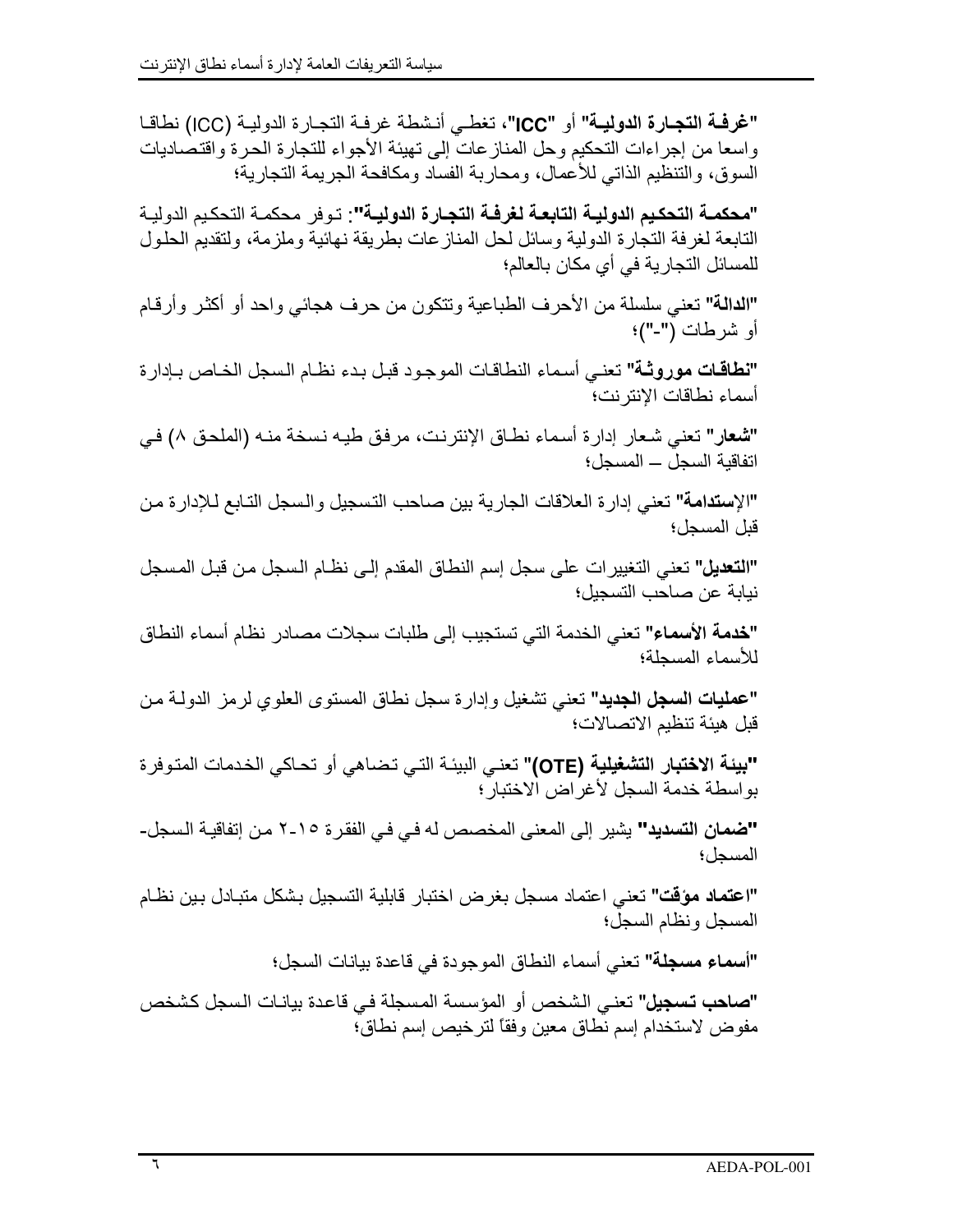**"غرفة التجارة الدولية"** أو **"ICC"**، تغطي أنشطة غرفة التجارة الدولية (ICC) نطاقا واسعا من إجراءات التحكيم وحل المنازعات إلى تهيئة الأجواء للتجارة الحرة واقتصاديات السوق، والتنظيم الذاتي للأعمال، ومحاربة الفساد ومكافحة الجريمة التجارية؛

**"محكمة التحكيم الدولية التابعة لغرفة التجارة الدولية"**: توفر محكمة التحكيم الدولية التابعة لغرفة التجارة الدولية وسائل لحل المنازعات بطريقة نهائية وملزمة، ولتقديم الحلول للمسائل التجارية في أي مكان بالعالم؛

**"الدالة"** تعني سلسلة من الأحرف الطباعية وتتكون من حرف هجائي واحد أو أكثر وأرقام أو شرطات ("-")؛

**"نطاقات موروثة"** تعني أسماء النطاقات الموجود قبل بدء نظام السجل الخاص بإدارة أسماء نطاقات الإنترنت؛

**"شعار"** تعني شعار إدارة أسماء نطاق الإنترنت، مرفق طيه نسخة منه (الملحق ٨) في اتفاقية السجل – المسجل؛

**"الإستدامة"** تعني إدارة العلاقات الجارية بين صاحب التسجيل والسجل التابع للإدارة من قبل المسجل؛

**"التعديل"** تعني التغييرات على سجل إسم النطاق المقدم إلى نظام السجل من قبل المسجل نيابة عن صاحب التسجيل؛

**"خدمة الأسماء"** تعني الخدمة التي تستجيب إلى طلبات سجلات مصادر نظام أسماء النطاق للأسماء المسجلة؛

**"عمليات السجل الجديد"** تعني تشغيل وإدارة سجل نطاق المستوى العلوي لرمز الدولة من قبل هيئة تنظيم الاتصالات؛

**"بيئة الاختبار التشغيلية (OTE)"** تعني البيئة التي تضاهي أو تحاكي الخدمات المتوفرة بواسطة خدمة السجل لأغراض الاختبار؛

**"ضمان التسديد"** يشير إلى المعنى المخصص له في في الفقرة ١٥-٢ من إتفاقية السجل-المسجل؛

**"اعتماد مؤقت"** تعني اعتماد مسجل بغرض اختبار قابلية التسجيل بشكل متبادل بين نظام المسجل ونظام السجل؛

**"أسماء مسجلة"** تعني أسماء النطاق الموجودة في قاعدة بيانات السجل؛

**"صاحب تسجيل"** تعني الشخص أو المؤسسة المسجلة في قاعدة بيانات السجل كشخص مفوض لاستخدام إسم نطاق معين وفقاً لترخيص إسم نطاق؛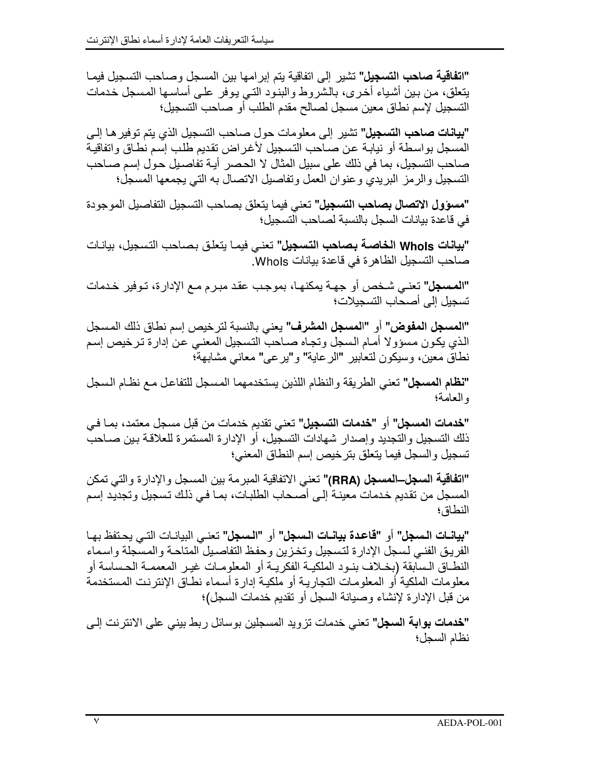**"اتفاقية صاحب التسجيل"** تشير إلى اتفاقية يتم إبرامها بين المسجل وصاحب التسجيل فيما يتعلق، من بين أشياء أخرى، بالشروط والبنود التي يوفر على أساسها المسجل خدمات التسجيل لإسم نطاق معين مسجل لصالح مقدم الطلب أو صاحب التسجيل؛

**"بيانات صاحب التسجيل"** تشير إلى معلومات حول صاحب التسجيل الذي يتم توفيرها إلى المسجل بواسطة أو نيابة عن صاحب التسجيل لأغراض تقديم طلب إسم نطاق واتفاقية صاحب التسجيل، بما في ذلك على سبيل المثال لا الحصر أية تفاصيل حول إسم صاحب التسجيل والرمز البريدي وعنوان العمل وتفاصيل الاتصال به التي يجمعها المسجل؛

**"مسؤول الاتصال بصاحب التسجيل"** تعني فيما يتعلق بصاحب التسجيل التفاصيل الموجودة في قاعدة بيانات السجل بالنسبة لصاحب التسجيل؛

**"بيانات WhoIs الخاصة بصاحب التسجيل"** تعني فيما يتعلق بصاحب التسجيل، بيانات صاحب التسجيل الظاهرة في قاعدة بيانات WhoIs.

**"المسجل"** تعني شخص أو جهة يمكنها، بموجب عقد مبرم مع الإدارة، توفير خدمات تسجيل إلى أصحاب التسجيلات؛

**"المسجل المفوض"** أو **"المسجل المشرف"** يعني بالنسبة لترخيص إسم نطاق ذلك المسجل الذي يكون مسؤولا أمام السجل وتجاه صاحب التسجيل المعني عن إدارة ترخيص إسم نطاق معين، وسيكون لتعابير "الرعاية" و"يرعى" معاني مشابهة؛

**"نظام المسجل"** تعني الطريقة والنظام اللذين يستخدمهما المسجل للتفاعل مع نظام السجل والعامة؛

**"خدمات المسجل"** أو **"خدمات التسجيل"** تعني تقديم خدمات من قبل مسجل معتمد، بما في ذلك التسجيل والتجديد وإصدار شهادات التسجيل، أو الإدارة المستمرة للعلاقة بين صاحب تسجيل والسجل فيما يتعلق بترخيص إسم النطاق المعني؛

**"اتفاقية السجل–المسجل (RRA)"** تعني الاتفاقية المبرمة بين المسجل والإدارة والتي تمكن المسجل من تقديم خدمات معينة إلى أصحاب الطلبات، بما في ذلك تسجيل وتجديد إسم النطاق؛

**"بيانات السجل"** أو **"قاعدة بيانات السجل"** أو **"السجل"** تعني البيانات التي يحتفظ بها الفريق الفني لسجل الإدارة لتسجيل وتخزين وحفظ التفاصيل المتاحة والمسجلة واسماء النطاق السابقة (بخلاف بنود الملكية الفكرية أو المعلومات غير المعممة الحساسة أو معلومات الملكية أو المعلومات التجارية أو ملكية إدارة أسماء نطاق الإنترنت المستخدمة من قبل الإدارة لإنشاء وصيانة السجل أو تقديم خدمات السجل)؛

**"خدمات بوابة السجل"** تعني خدمات تزويد المسجلين بوسائل ربط بيني على الانترنت إلى نظام السجل؛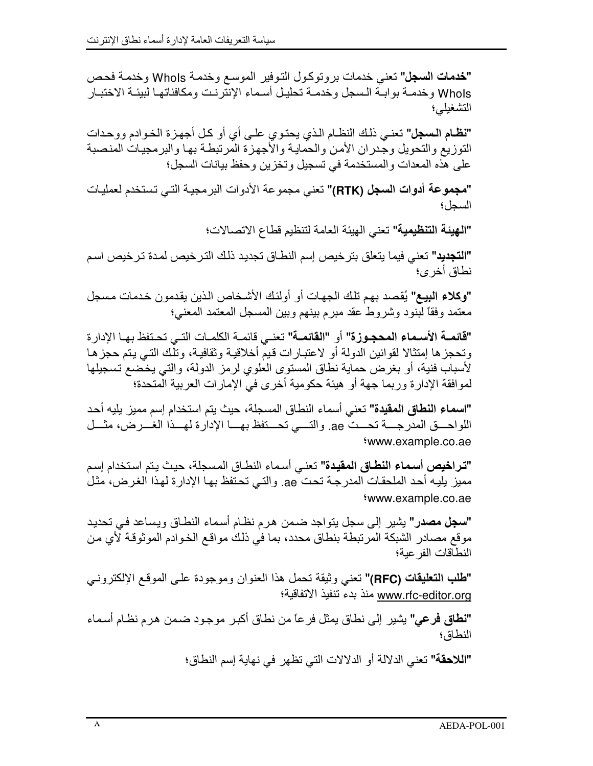"**خدمات السجل**" تعني خدمات بروتوكول التوفير الموسع وخدمة WhoIs وخدمة فحص WhoIs وخدمة بوابة السجل وخدمة تحليل أسماء الإنترنت ومكافئاتها لبيئة الاختبار التشغيلي؛

"**نظام السجل**" تعني ذلك النظام الذي يحتوي على أي أو كل أجهزة الخوادم ووحدات التوزيع والتحويل وجدران الأمن والحماية والأجهزة المرتبطة بها والبرمجيات المنصبة على هذه المعدات والمستخدمة في تسجيل وتخزين وحفظ بيانات السجل؛

"**مجموعة أدوات السجل (RTK)**" تعني مجموعة الأدوات البرمجية التي تستخدم لعمليات السجل؛

"**الهيئة التنظيمية**" تعني الهيئة العامة لتنظيم قطاع الاتصالات؛

"**التجديد**" تعني فيما يتعلق بترخيص إسم النطاق تجديد ذلك الترخيص لمدة ترخيص اسم نطاق أخرى؛

"**وكلاء البيع**" يُقصد بهم تلك الجهات أو أولئك الأشخاص الذين يقدمون خدمات مسجل معتمد وفقاً لبنود وشروط عقد مبرم بينهم وبين المسجل المعتمد المعني؛

"**قائمة الأسماء المحجوزة**" أو "**القائمة**" تعني قائمة الكلمات التي تحتفظ بها الإدارة وتحجزها إمتثالا لقوانين الدولة أو لاعتبارات قيم أخلاقية وثقافية، وتلك التي يتم حجزها لأسباب فنية، أو بغرض حماية نطاق المستوى العلوي لرمز الدولة، والتي يخضع تسجيلها لموافقة الإدارة وربما جهة أو هيئة حكومية أخرى في الإمارات العربية المتحدة؛

"**اسماء النطاق المقيدة**" تعني أسماء النطاق المسجلة، حيث يتم استخدام إسم مميز يليه أحد اللواحق المدرجة تحت ae. والتي تحتفظ بها الإدارة لهذا الغرض، مثل www.example.co.ae؛

"**تراخيص أسماء النطاق المقيدة**" تعني أسماء النطاق المسجلة، حيث يتم استخدام إسم مميز يليه أحد الملحقات المدرجة تحت ae. والتي تحتفظ بها الإدارة لهذا الغرض، مثل www.example.co.ae؛

"**سجل مصدر**" يشير إلى سجل يتواجد ضمن هرم نظام أسماء النطاق ويساعد في تحديد موقع مصادر الشبكة المرتبطة بنطاق محدد، بما في ذلك مواقع الخوادم الموثوقة لأي من النطاقات الفرعية؛

"**طلب التعليقات (RFC)**" تعني وثيقة تحمل هذا العنوان وموجودة على الموقع الإلكتروني www.rfc-editor.org منذ بدء تنفيذ الاتفاقية؛

"**نطاق فرعي**" يشير إلى نطاق يمثل فرعاً من نطاق أكبر موجود ضمن هرم نظام أسماء النطاق؛

"**اللاحقة**" تعني الدلالة أو الدلالات التي تظهر في نهاية إسم النطاق؛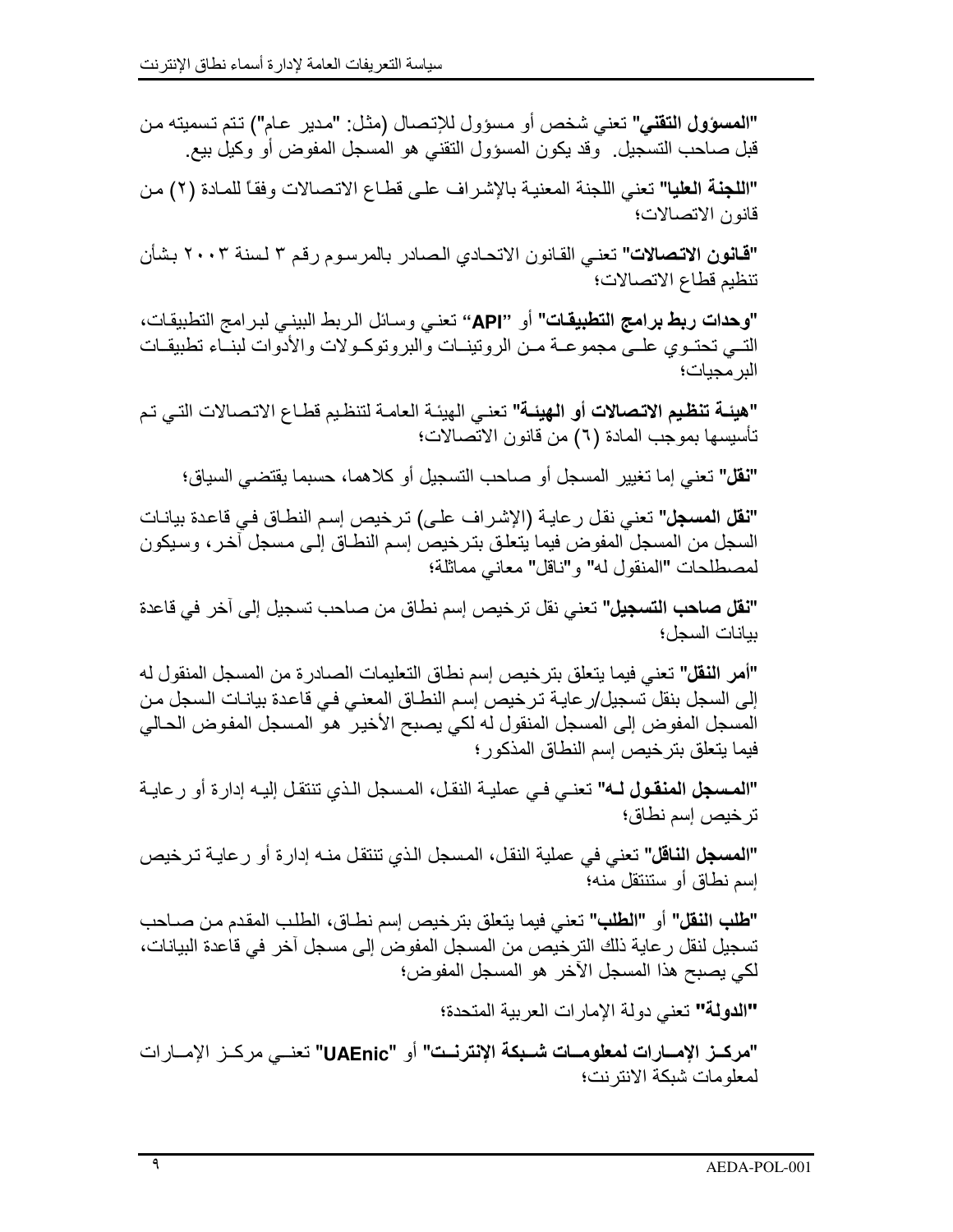"**المسؤول التقني**" تعني شخص أو مسؤول للإتصال (مثل: "مدير عام") تتم تسميته من قبل صاحب التسجيل. وقد يكون المسؤول التقني هو المسجل المفوض أو وكيل بيع.

"**اللجنة العليا**" تعني اللجنة المعنية بالإشراف على قطاع الاتصالات وفقاً للمادة (٢) من قانون الاتصالات؛

"**قانون الاتصالات**" تعني القانون الاتحادي الصادر بالمرسوم رقم ٣ لسنة ٢٠٠٣ بشأن تنظيم قطاع الاتصالات؛

"**وحدات ربط برامج التطبيقات**" أو "**API**" تعني وسائل الربط البيني لبرامج التطبيقات، التي تحتوي على مجموعة من الروتينات والبروتوكولات والأدوات لبناء تطبيقات البرمجيات؛

"**هيئة تنظيم الاتصالات أو الهيئة**" تعني الهيئة العامة لتنظيم قطاع الاتصالات التي تم تأسيسها بموجب المادة (٦) من قانون الاتصالات؛

"**نقل**" تعني إما تغيير المسجل أو صاحب التسجيل أو كلاهما، حسبما يقتضي السياق؛

"**نقل المسجل**" تعني نقل رعاية (الإشراف على) ترخيص إسم النطاق في قاعدة بيانات السجل من المسجل المفوض فيما يتعلق بترخيص إسم النطاق إلى مسجل آخر، وسيكون لمصطلحات "المنقول له" و"ناقل" معاني مماثلة؛

"**نقل صاحب التسجيل**" تعني نقل ترخيص إسم نطاق من صاحب تسجيل إلى آخر في قاعدة بيانات السجل؛

"**أمر النقل**" تعني فيما يتعلق بترخيص إسم نطاق التعليمات الصادرة من المسجل المنقول له إلى السجل بنقل تسجيل/رعاية ترخيص إسم النطاق المعني في قاعدة بيانات السجل من المسجل المفوض إلى المسجل المنقول له لكي يصبح الأخير هو المسجل المفوض الحالي فيما يتعلق بترخيص إسم النطاق المذكور؛

"**المسجل المنقول له**" تعني في عملية النقل، المسجل الذي تنتقل إليه إدارة أو رعاية ترخيص إسم نطاق؛

"**المسجل الناقل**" تعني في عملية النقل، المسجل الذي تنتقل منه إدارة أو رعاية ترخيص إسم نطاق أو ستنتقل منه؛

"**طلب النقل**" أو "**الطلب**" تعني فيما يتعلق بترخيص إسم نطاق، الطلب المقدم من صاحب تسجيل لنقل رعاية ذلك الترخيص من المسجل المفوض إلى مسجل آخر في قاعدة البيانات، لكي يصبح هذا المسجل الآخر هو المسجل المفوض؛

"**الدولة**" تعني دولة الإمارات العربية المتحدة؛

"**مركز الإمارات لمعلومات شبكة الإنترنت**" أو "**UAEnic**" تعني مركز الإمارات لمعلومات شبكة الانترنت؛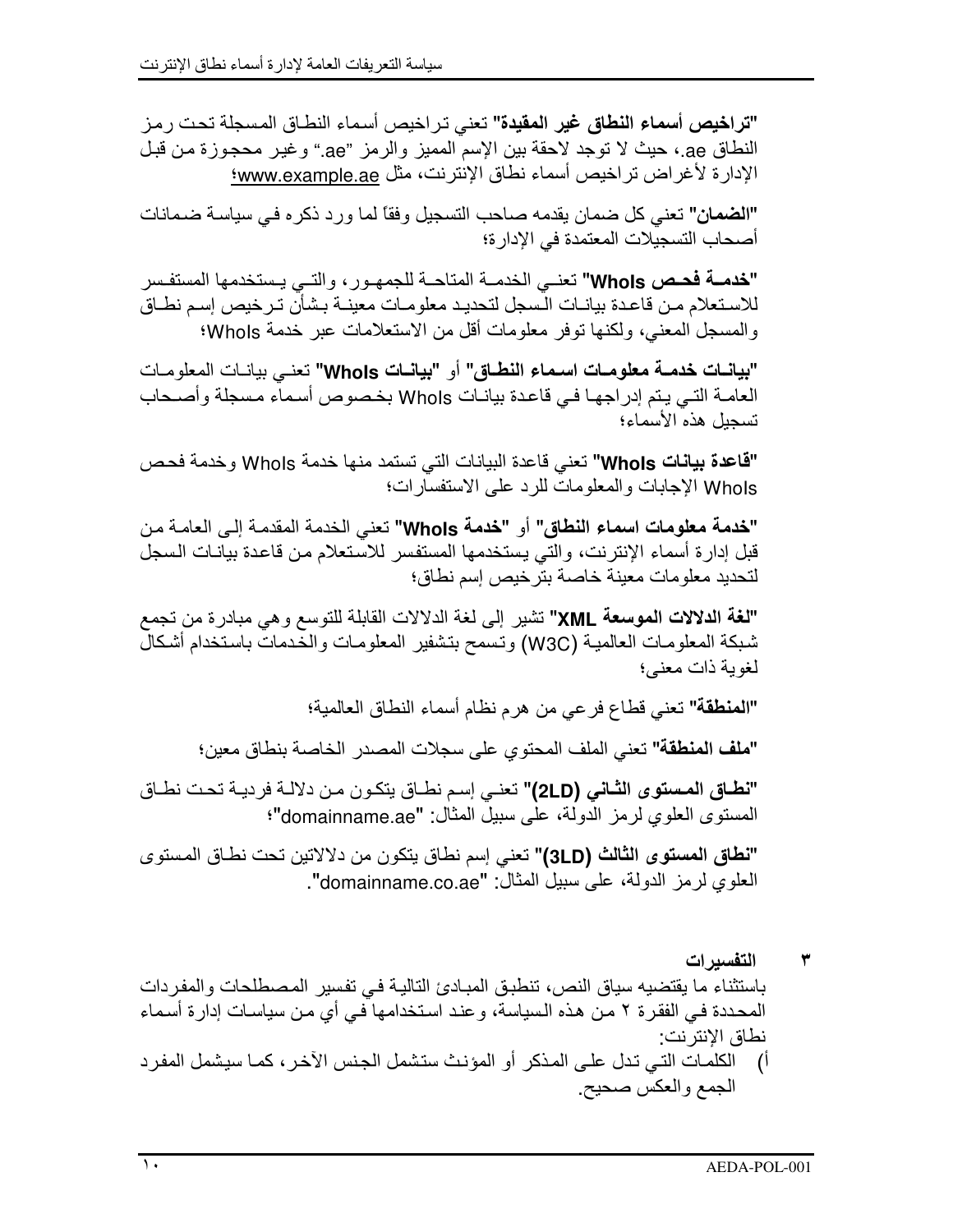**"تراخيص أسماء النطاق غير المقيدة"** تعني تراخيص أسماء النطاق المسجلة تحت رمز النطاق ae.، حيث لا توجد لاحقة بين الإسم المميز والرمز "ae." وغير محجوزة من قبل الإدارة لأغراض تراخيص أسماء نطاق الإنترنت، مثل www.example.ae؛

**"الضمان"** تعني كل ضمان يقدمه صاحب التسجيل وفقاً لما ورد ذكره في سياسة ضمانات أصحاب التسجيلات المعتمدة في الإدارة؛

**"خدمة فحص WhoIs"** تعني الخدمة المتاحة للجمهور، والتي يستخدمها المستفسر للاستعلام من قاعدة بيانات السجل لتحديد معلومات معينة بشأن ترخيص إسم نطاق والمسجل المعني، ولكنها توفر معلومات أقل من الاستعلامات عبر خدمة WhoIs؛

**"بيانات خدمة معلومات اسماء النطاق"** أو **"بيانات WhoIs"** تعني بيانات المعلومات العامة التي يتم إدراجها في قاعدة بيانات WhoIs بخصوص أسماء مسجلة وأصحاب تسجيل هذه الأسماء؛

**"قاعدة بيانات WhoIs"** تعني قاعدة البيانات التي تستمد منها خدمة WhoIs وخدمة فحص WhoIs الإجابات والمعلومات للرد على الاستفسارات؛

**"خدمة معلومات اسماء النطاق"** أو **"خدمة WhoIs"** تعني الخدمة المقدمة إلى العامة من قبل إدارة أسماء الإنترنت، والتي يستخدمها المستفسر للاستعلام من قاعدة بيانات السجل لتحديد معلومات معينة خاصة بترخيص إسم نطاق؛

**"لغة الدلالات الموسعة XML"** تشير إلى لغة الدلالات القابلة للتوسع وهي مبادرة من تجمع شبكة المعلومات العالمية (W3C) وتسمح بتشفير المعلومات والخدمات باستخدام أشكال لغوية ذات معنى؛

**"المنطقة"** تعني قطاع فرعي من هرم نظام أسماء النطاق العالمية؛

**"ملف المنطقة"** تعني الملف المحتوي على سجلات المصدر الخاصة بنطاق معين؛

**"نطاق المستوى الثاني (2LD)"** تعني إسم نطاق يتكون من دلالة فردية تحت نطاق المستوى العلوي لرمز الدولة، على سبيل المثال: "domainname.ae"؛

**"نطاق المستوى الثالث (3LD)"** تعني إسم نطاق يتكون من دلالاتين تحت نطاق المستوى العلوي لرمز الدولة، على سبيل المثال: "domainname.co.ae".

## ٣ التفسيرات

باستثناء ما يقتضيه سياق النص، تنطبق المبادئ التالية في تفسير المصطلحات والمفردات المحددة في الفقرة ٢ من هذه السياسة، وعند استخدامها في أي من سياسات إدارة أسماء نطاق الإنترنت:

أ) الكلمات التي تدل على المذكر أو المؤنث ستشمل الجنس الآخر، كما سيشمل المفرد الجمع والعكس صحيح.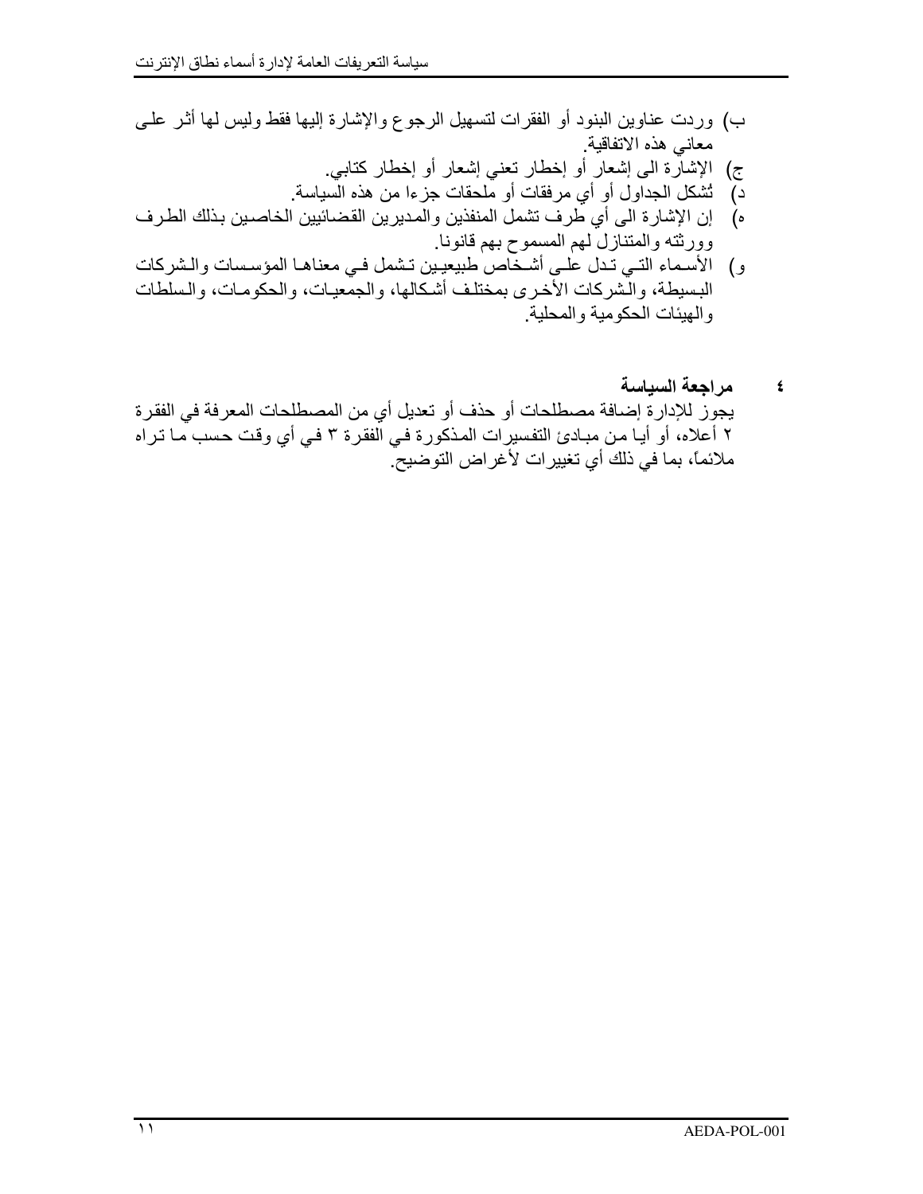ب) وردت عناوين البنود أو الفقرات لتسهيل الرجوع والإشارة إليها فقط وليس لها أثر على معاني هذه الاتفاقية.

ج) الإشارة الى إشعار أو إخطار تعني إشعار أو إخطار كتابي.

د) تُشكل الجداول أو أي مرفقات أو ملحقات جزءا من هذه السياسة.

ه) إن الإشارة الى أي طرف تشمل المنفذين والمديرين القضائيين الخاصين بذلك الطرف وورثته والمتنازل لهم المسموح بهم قانونا.

و) الأسماء التي تدل على أشخاص طبيعيين تشمل في معناها المؤسسات والشركات البسيطة، والشركات الأخرى بمختلف أشكالها، والجمعيات، والحكومات، والسلطات والهيئات الحكومية والمحلية.

## ٤ مراجعة السياسة

يجوز للإدارة إضافة مصطلحات أو حذف أو تعديل أي من المصطلحات المعرفة في الفقرة ٢ أعلاه، أو أيا من مبادئ التفسيرات المذكورة في الفقرة ٣ في أي وقت حسب ما تراه ملائماً، بما في ذلك أي تغييرات لأغراض التوضيح.